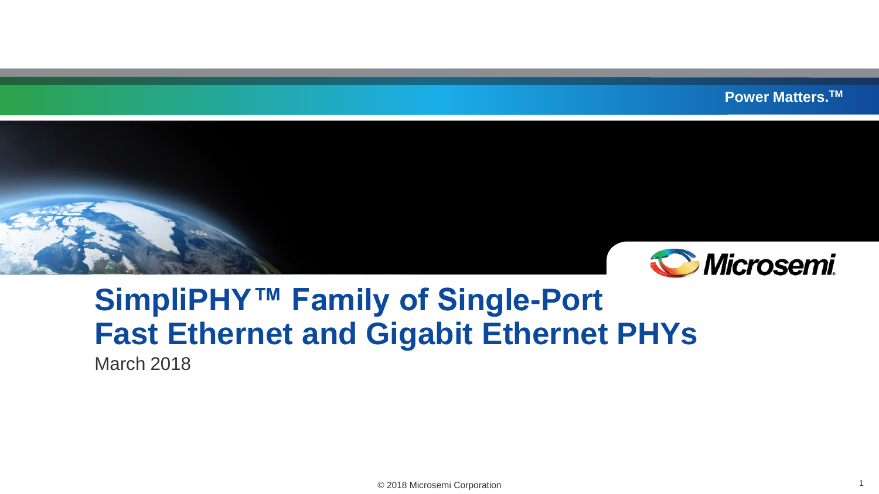Power Matters.™

# SimpliPHY™ Family of Single-Port Fast Ethernet and Gigabit Ethernet PHYs

March 2018

© 2018 Microsemi Corporation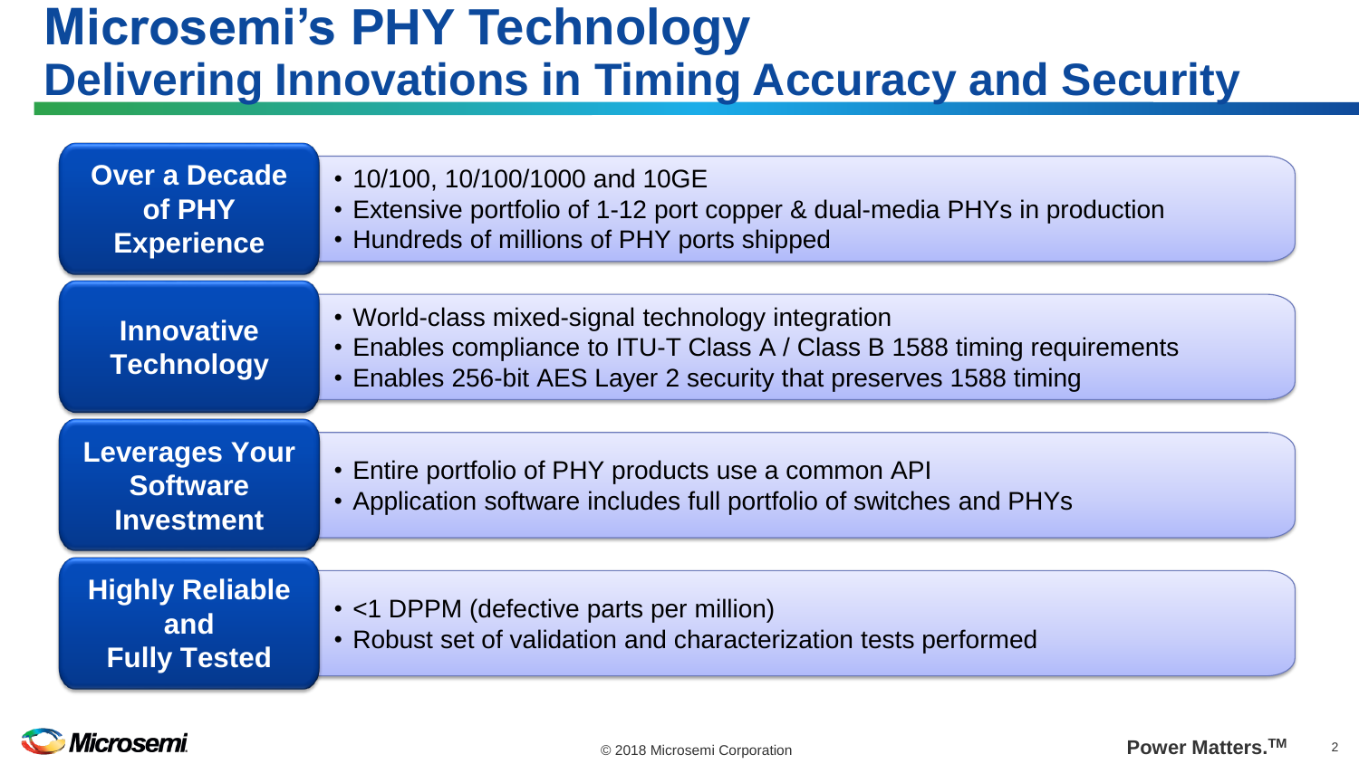# Microsemi's PHY Technology
## Delivering Innovations in Timing Accuracy and Security

| | |
|---|---|
| **Over a Decade of PHY Experience** | • 10/100, 10/100/1000 and 10GE<br>• Extensive portfolio of 1-12 port copper & dual-media PHYs in production<br>• Hundreds of millions of PHY ports shipped |
| **Innovative Technology** | • World-class mixed-signal technology integration<br>• Enables compliance to ITU-T Class A / Class B 1588 timing requirements<br>• Enables 256-bit AES Layer 2 security that preserves 1588 timing |
| **Leverages Your Software Investment** | • Entire portfolio of PHY products use a common API<br>• Application software includes full portfolio of switches and PHYs |
| **Highly Reliable and Fully Tested** | • <1 DPPM (defective parts per million)<br>• Robust set of validation and characterization tests performed |

© 2018 Microsemi Corporation

Power Matters.™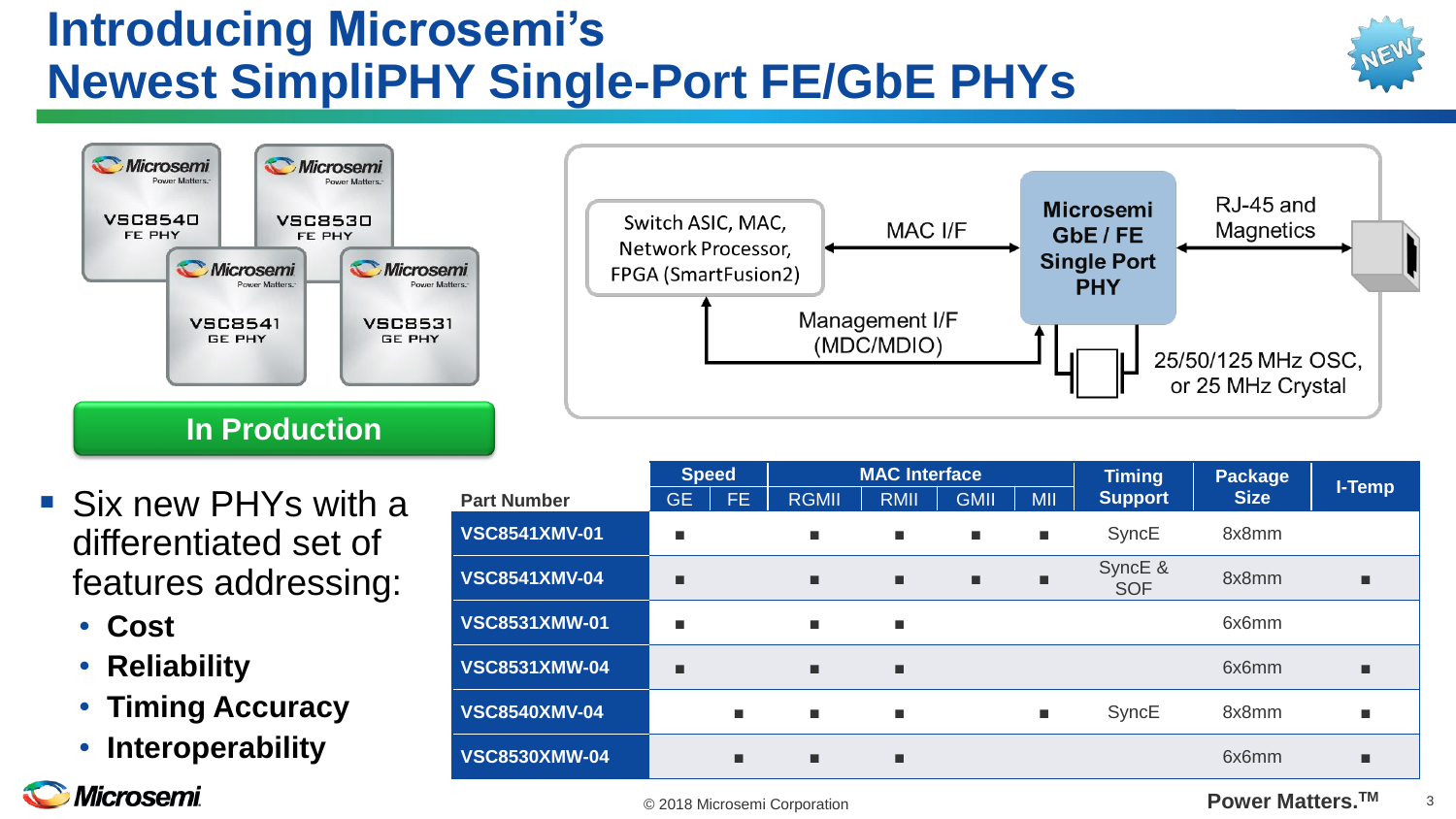# Introducing Microsemi's Newest SimpliPHY Single-Port FE/GbE PHYs

VSC8540 FE PHY | VSC8530 FE PHY | VSC8541 GE PHY | VSC8531 GE PHY

**In Production**

Switch ASIC, MAC, Network Processor, FPGA (SmartFusion2) — MAC I/F — Microsemi GbE / FE Single Port PHY — RJ-45 and Magnetics

Management I/F (MDC/MDIO)

25/50/125 MHz OSC, or 25 MHz Crystal

- Six new PHYs with a differentiated set of features addressing:
  - **Cost**
  - **Reliability**
  - **Timing Accuracy**
  - **Interoperability**

| Part Number | Speed | | MAC Interface | | | | Timing Support | Package Size | I-Temp |
|---|---|---|---|---|---|---|---|---|---|
| | GE | FE | RGMII | RMII | GMII | MII | | | |
| VSC8541XMV-01 | ■ | | ■ | ■ | ■ | ■ | SyncE | 8x8mm | |
| VSC8541XMV-04 | ■ | | ■ | ■ | ■ | ■ | SyncE & SOF | 8x8mm | ■ |
| VSC8531XMW-01 | ■ | | ■ | ■ | | | | 6x6mm | |
| VSC8531XMW-04 | ■ | | ■ | ■ | | | | 6x6mm | ■ |
| VSC8540XMV-04 | | ■ | ■ | ■ | | ■ | SyncE | 8x8mm | ■ |
| VSC8530XMW-04 | | ■ | ■ | ■ | | | | 6x6mm | ■ |

© 2018 Microsemi Corporation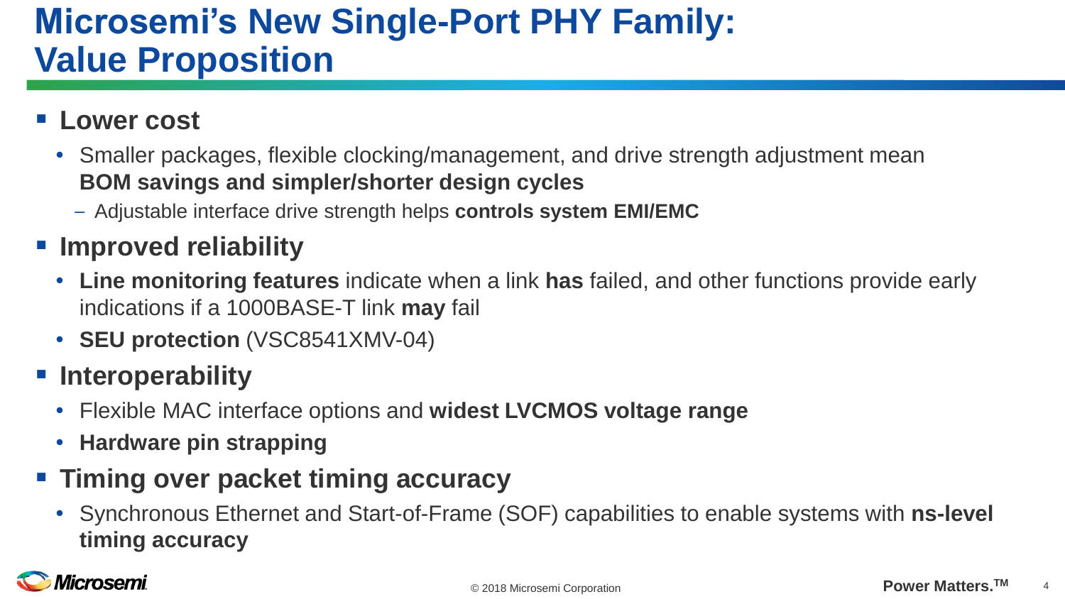# Microsemi's New Single-Port PHY Family: Value Proposition

- **Lower cost**
  - Smaller packages, flexible clocking/management, and drive strength adjustment mean **BOM savings and simpler/shorter design cycles**
    - Adjustable interface drive strength helps **controls system EMI/EMC**
- **Improved reliability**
  - **Line monitoring features** indicate when a link **has** failed, and other functions provide early indications if a 1000BASE-T link **may** fail
  - **SEU protection** (VSC8541XMV-04)
- **Interoperability**
  - Flexible MAC interface options and **widest LVCMOS voltage range**
  - **Hardware pin strapping**
- **Timing over packet timing accuracy**
  - Synchronous Ethernet and Start-of-Frame (SOF) capabilities to enable systems with **ns-level timing accuracy**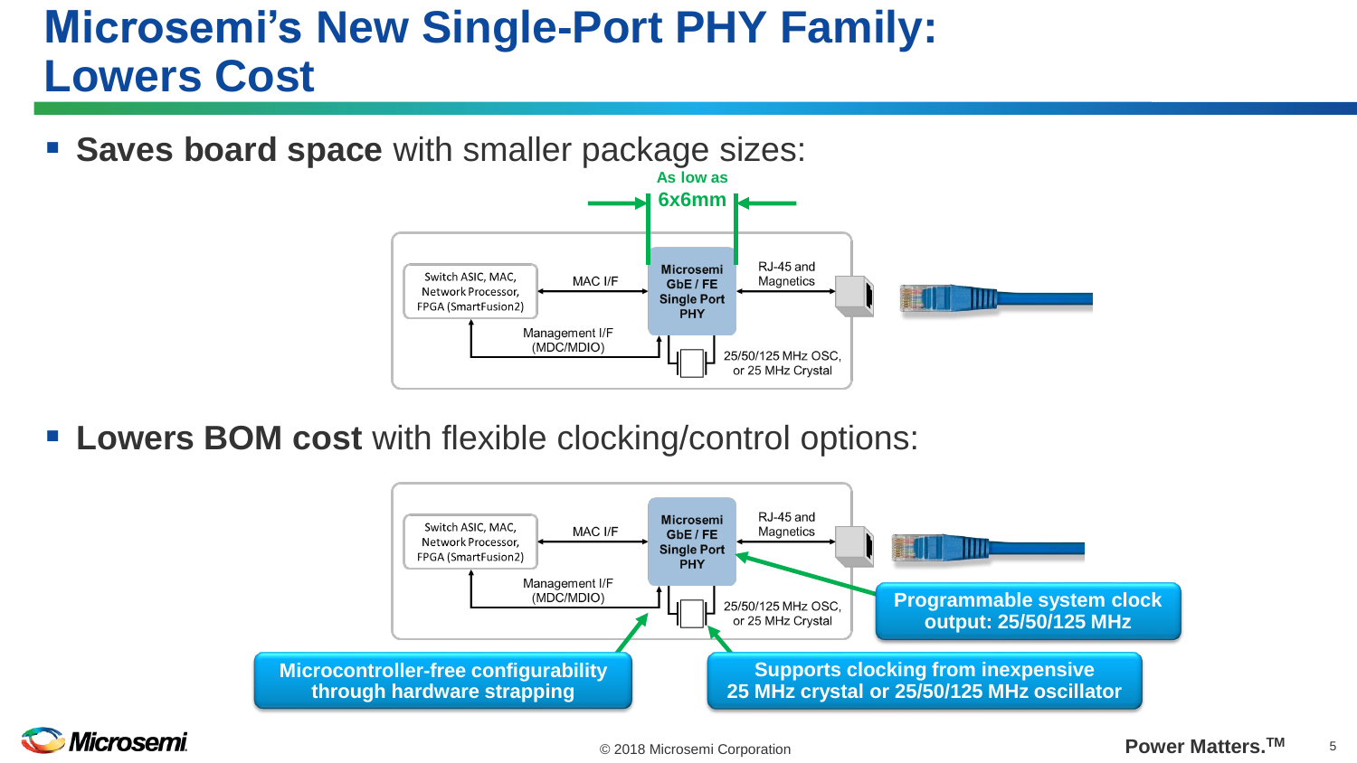# Microsemi's New Single-Port PHY Family: Lowers Cost

- **Saves board space** with smaller package sizes:

As low as **6x6mm**

Switch ASIC, MAC, Network Processor, FPGA (SmartFusion2) — MAC I/F — Microsemi GbE / FE Single Port PHY — RJ-45 and Magnetics

Management I/F (MDC/MDIO)

25/50/125 MHz OSC, or 25 MHz Crystal

- **Lowers BOM cost** with flexible clocking/control options:

Switch ASIC, MAC, Network Processor, FPGA (SmartFusion2) — MAC I/F — Microsemi GbE / FE Single Port PHY — RJ-45 and Magnetics

Management I/F (MDC/MDIO)

25/50/125 MHz OSC, or 25 MHz Crystal

**Programmable system clock output: 25/50/125 MHz**

**Microcontroller-free configurability through hardware strapping**

**Supports clocking from inexpensive 25 MHz crystal or 25/50/125 MHz oscillator**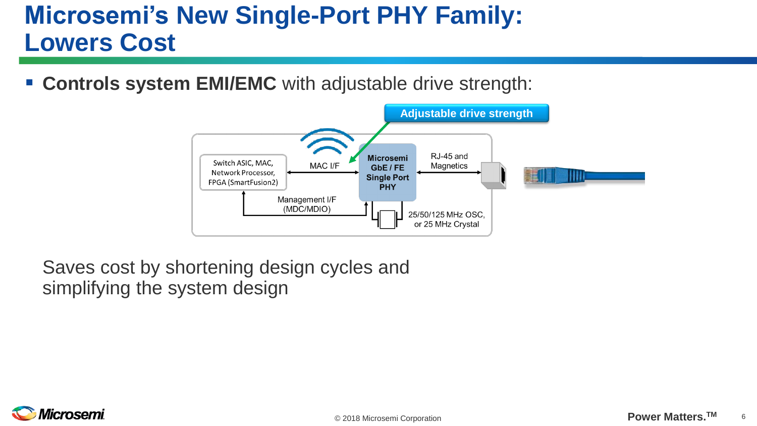# Microsemi's New Single-Port PHY Family: Lowers Cost

- **Controls system EMI/EMC** with adjustable drive strength:

Adjustable drive strength

Switch ASIC, MAC, Network Processor, FPGA (SmartFusion2)

MAC I/F

Microsemi GbE / FE Single Port PHY

RJ-45 and Magnetics

Management I/F (MDC/MDIO)

25/50/125 MHz OSC, or 25 MHz Crystal

Saves cost by shortening design cycles and simplifying the system design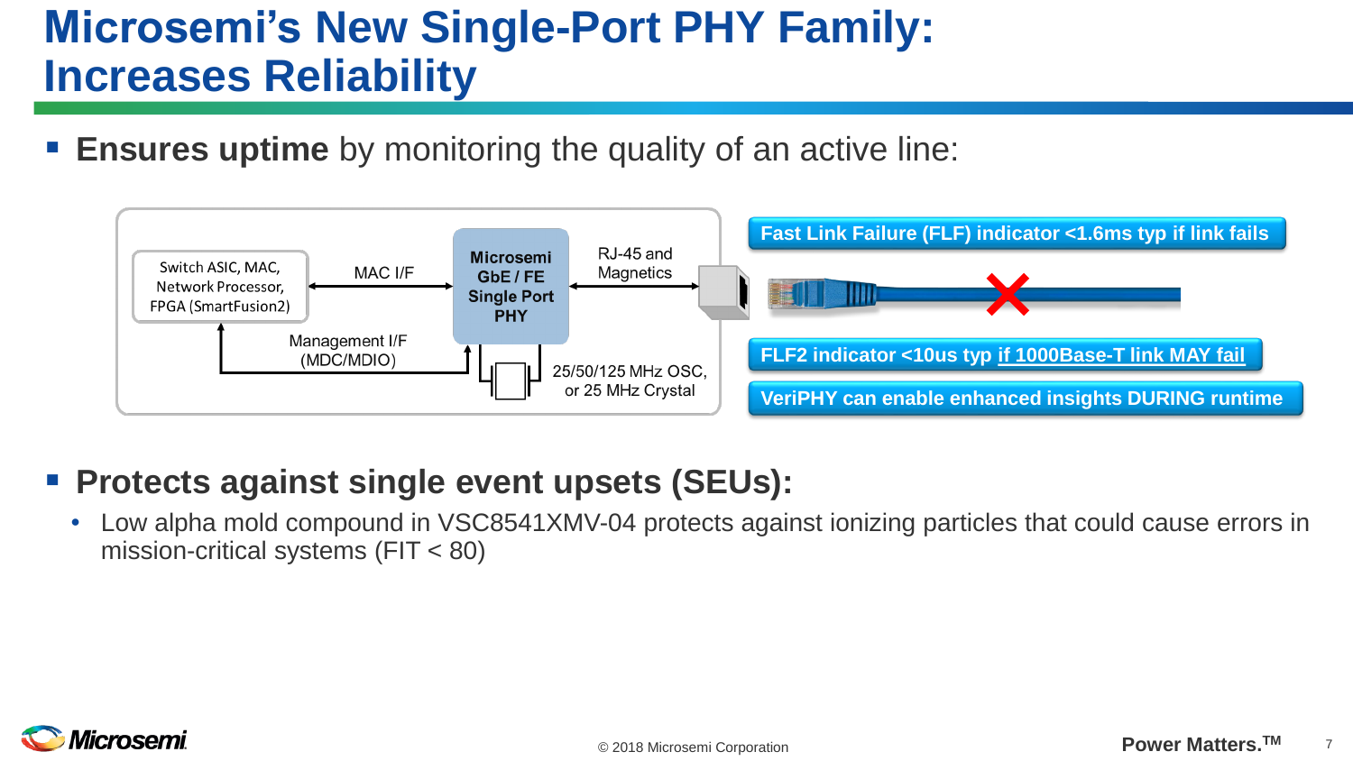# Microsemi's New Single-Port PHY Family: Increases Reliability

- **Ensures uptime** by monitoring the quality of an active line:

Switch ASIC, MAC, Network Processor, FPGA (SmartFusion2)

MAC I/F

Microsemi GbE / FE Single Port PHY

RJ-45 and Magnetics

Management I/F (MDC/MDIO)

25/50/125 MHz OSC, or 25 MHz Crystal

**Fast Link Failure (FLF) indicator <1.6ms typ if link fails**

**FLF2 indicator <10us typ if 1000Base-T link MAY fail**

**VeriPHY can enable enhanced insights DURING runtime**

- **Protects against single event upsets (SEUs):**
  - Low alpha mold compound in VSC8541XMV-04 protects against ionizing particles that could cause errors in mission-critical systems (FIT < 80)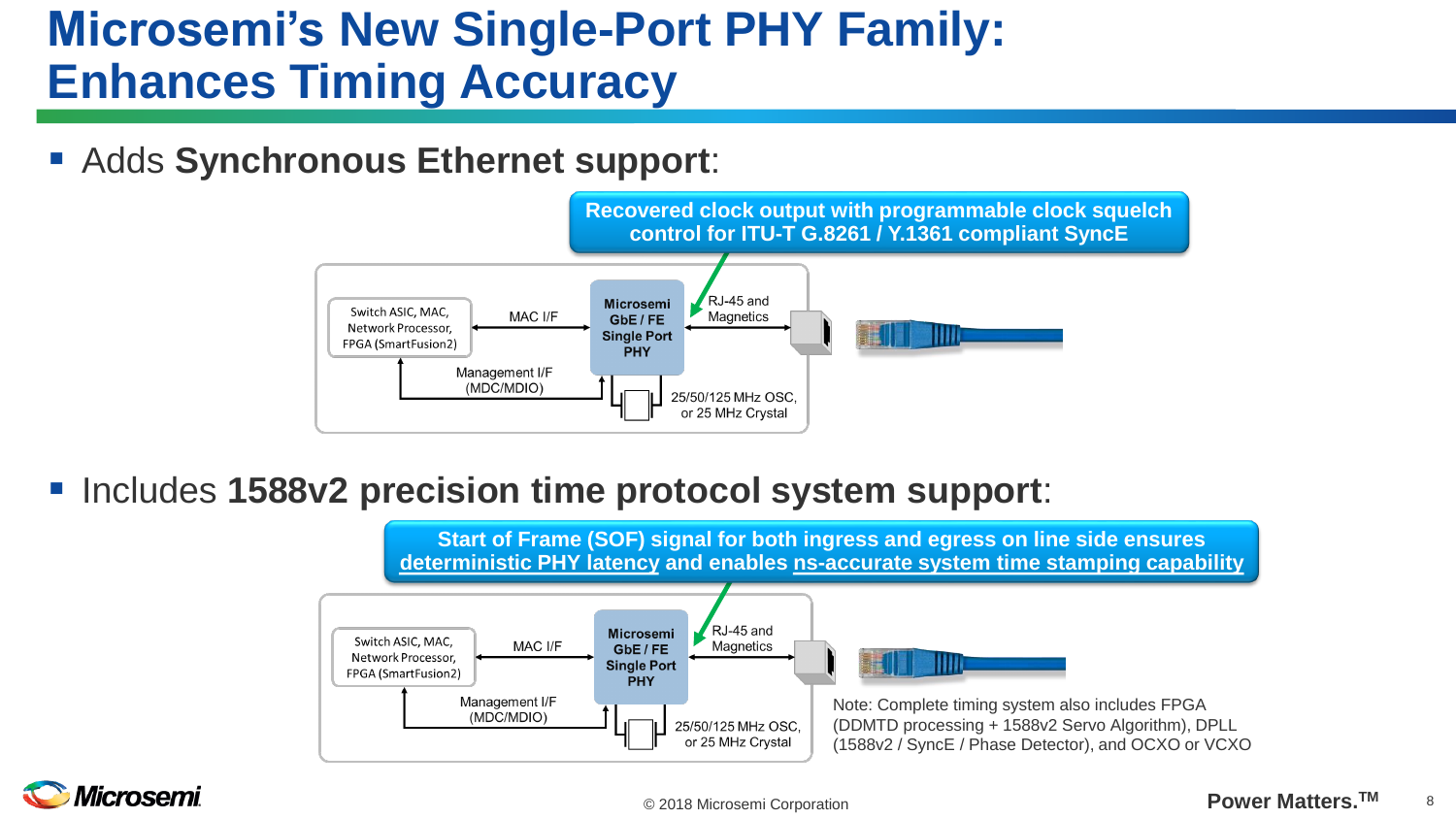# Microsemi's New Single-Port PHY Family: Enhances Timing Accuracy

- Adds **Synchronous Ethernet support**:

**Recovered clock output with programmable clock squelch control for ITU-T G.8261 / Y.1361 compliant SyncE**

Switch ASIC, MAC, Network Processor, FPGA (SmartFusion2)

MAC I/F

Microsemi GbE / FE Single Port PHY

RJ-45 and Magnetics

Management I/F (MDC/MDIO)

25/50/125 MHz OSC, or 25 MHz Crystal

- Includes **1588v2 precision time protocol system support**:

**Start of Frame (SOF) signal for both ingress and egress on line side ensures deterministic PHY latency and enables ns-accurate system time stamping capability**

Switch ASIC, MAC, Network Processor, FPGA (SmartFusion2)

MAC I/F

Microsemi GbE / FE Single Port PHY

RJ-45 and Magnetics

Management I/F (MDC/MDIO)

25/50/125 MHz OSC, or 25 MHz Crystal

Note: Complete timing system also includes FPGA (DDMTD processing + 1588v2 Servo Algorithm), DPLL (1588v2 / SyncE / Phase Detector), and OCXO or VCXO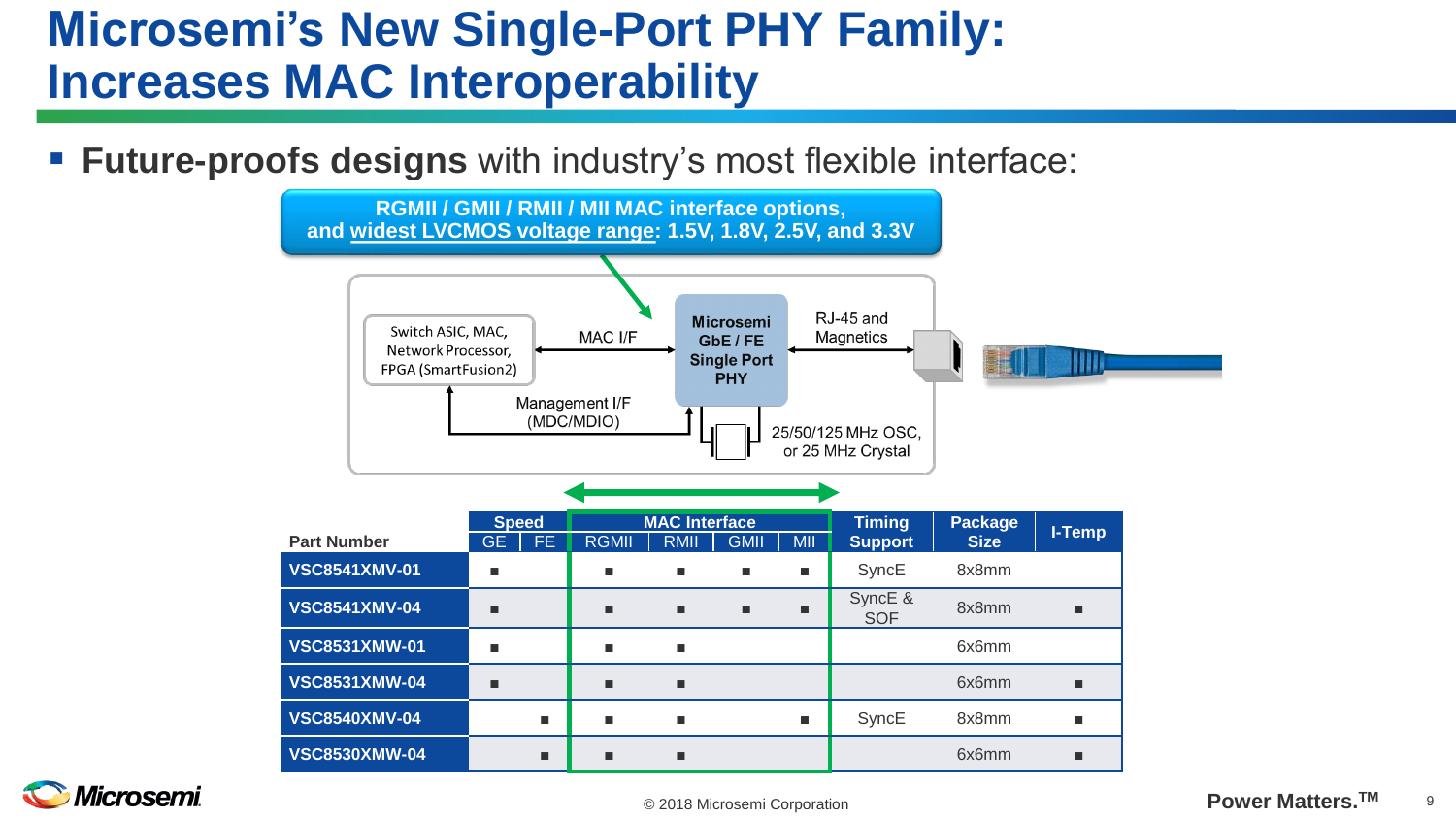# Microsemi's New Single-Port PHY Family: Increases MAC Interoperability

- **Future-proofs designs** with industry's most flexible interface:

**RGMII / GMII / RMII / MII MAC interface options, and widest LVCMOS voltage range: 1.5V, 1.8V, 2.5V, and 3.3V**

Switch ASIC, MAC, Network Processor, FPGA (SmartFusion2)

MAC I/F

Microsemi GbE / FE Single Port PHY

RJ-45 and Magnetics

Management I/F (MDC/MDIO)

25/50/125 MHz OSC, or 25 MHz Crystal

| Part Number | Speed | | MAC Interface | | | | Timing Support | Package Size | I-Temp |
|---|---|---|---|---|---|---|---|---|---|
| | GE | FE | RGMII | RMII | GMII | MII | | | |
| VSC8541XMV-01 | ■ | | ■ | ■ | ■ | ■ | SyncE | 8x8mm | |
| VSC8541XMV-04 | ■ | | ■ | ■ | ■ | ■ | SyncE & SOF | 8x8mm | ■ |
| VSC8531XMW-01 | ■ | | ■ | ■ | | | | 6x6mm | |
| VSC8531XMW-04 | ■ | | ■ | ■ | | | | 6x6mm | ■ |
| VSC8540XMV-04 | | ■ | ■ | ■ | | ■ | SyncE | 8x8mm | ■ |
| VSC8530XMW-04 | | ■ | ■ | ■ | | | | 6x6mm | ■ |

© 2018 Microsemi Corporation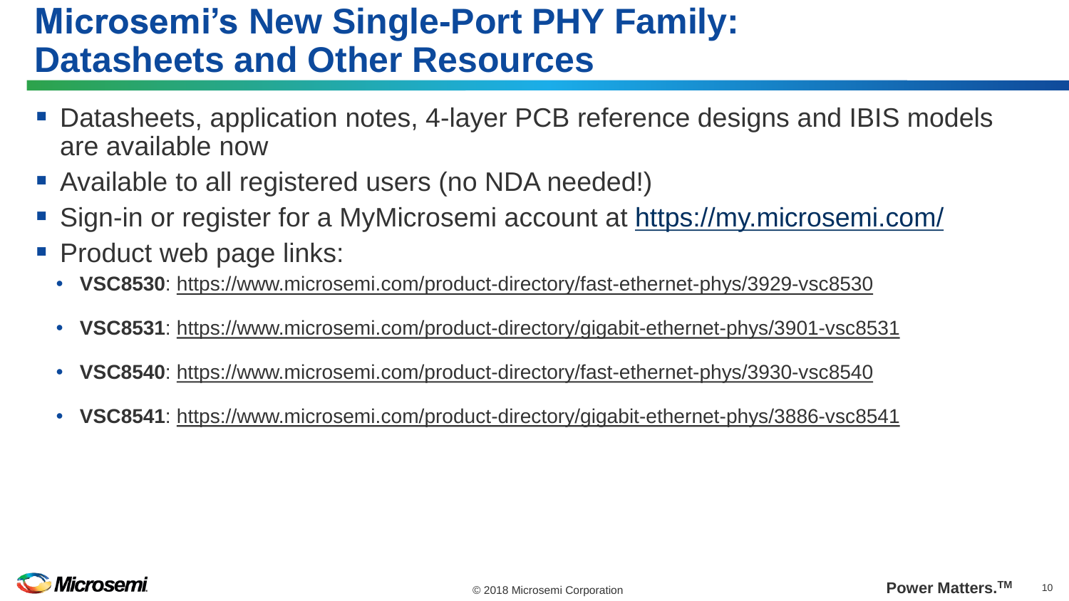# Microsemi's New Single-Port PHY Family: Datasheets and Other Resources

- Datasheets, application notes, 4-layer PCB reference designs and IBIS models are available now
- Available to all registered users (no NDA needed!)
- Sign-in or register for a MyMicrosemi account at https://my.microsemi.com/
- Product web page links:
  - **VSC8530**: https://www.microsemi.com/product-directory/fast-ethernet-phys/3929-vsc8530
  - **VSC8531**: https://www.microsemi.com/product-directory/gigabit-ethernet-phys/3901-vsc8531
  - **VSC8540**: https://www.microsemi.com/product-directory/fast-ethernet-phys/3930-vsc8540
  - **VSC8541**: https://www.microsemi.com/product-directory/gigabit-ethernet-phys/3886-vsc8541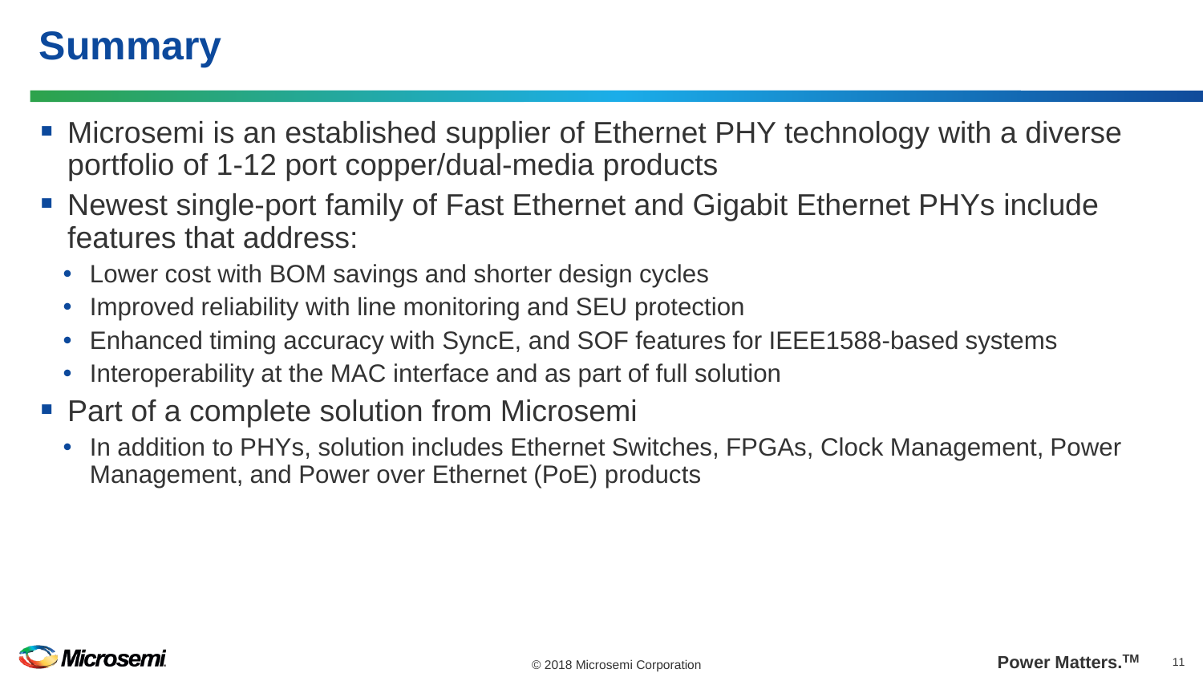# Summary

- Microsemi is an established supplier of Ethernet PHY technology with a diverse portfolio of 1-12 port copper/dual-media products
- Newest single-port family of Fast Ethernet and Gigabit Ethernet PHYs include features that address:
  - Lower cost with BOM savings and shorter design cycles
  - Improved reliability with line monitoring and SEU protection
  - Enhanced timing accuracy with SyncE, and SOF features for IEEE1588-based systems
  - Interoperability at the MAC interface and as part of full solution
- Part of a complete solution from Microsemi
  - In addition to PHYs, solution includes Ethernet Switches, FPGAs, Clock Management, Power Management, and Power over Ethernet (PoE) products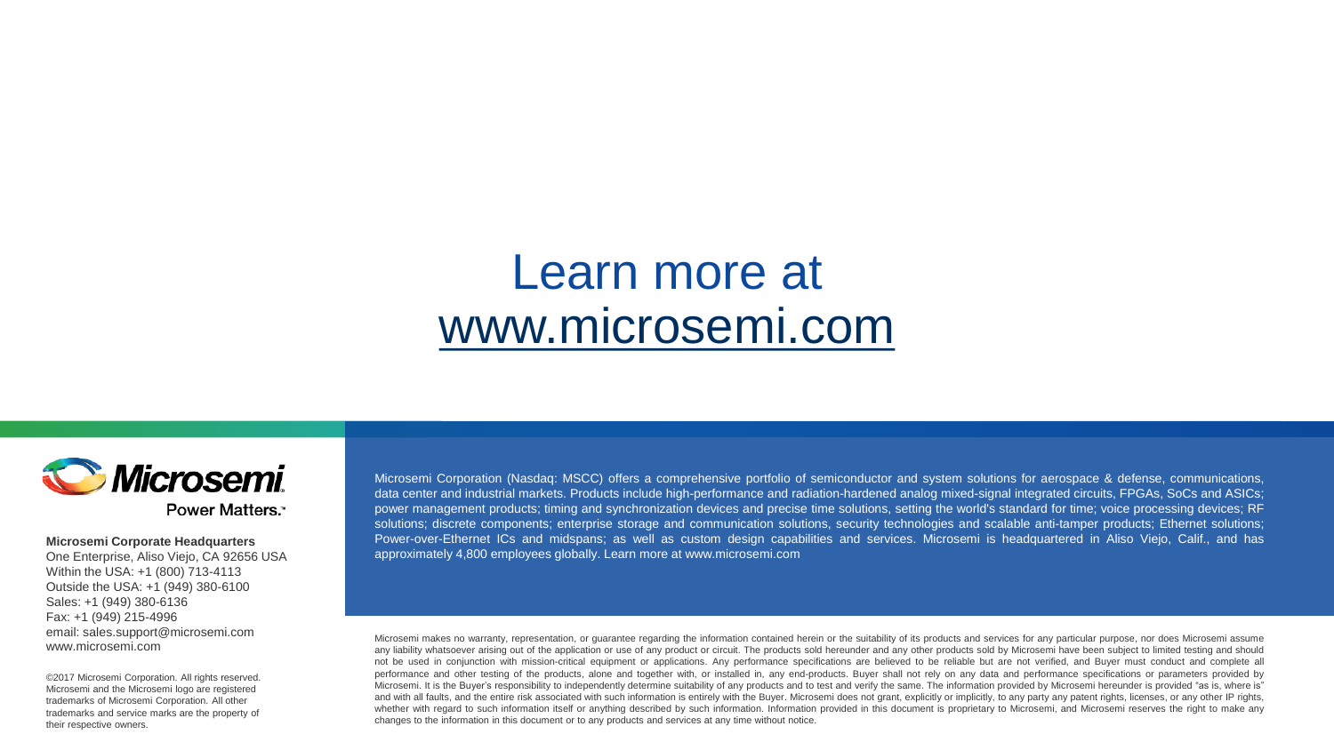# Learn more at [www.microsemi.com](http://www.microsemi.com)

Microsemi

Power Matters.™

**Microsemi Corporate Headquarters**
One Enterprise, Aliso Viejo, CA 92656 USA
Within the USA: +1 (800) 713-4113
Outside the USA: +1 (949) 380-6100
Sales: +1 (949) 380-6136
Fax: +1 (949) 215-4996
email: sales.support@microsemi.com
www.microsemi.com

©2017 Microsemi Corporation. All rights reserved. Microsemi and the Microsemi logo are registered trademarks of Microsemi Corporation. All other trademarks and service marks are the property of their respective owners.

Microsemi Corporation (Nasdaq: MSCC) offers a comprehensive portfolio of semiconductor and system solutions for aerospace & defense, communications, data center and industrial markets. Products include high-performance and radiation-hardened analog mixed-signal integrated circuits, FPGAs, SoCs and ASICs; power management products; timing and synchronization devices and precise time solutions, setting the world's standard for time; voice processing devices; RF solutions; discrete components; enterprise storage and communication solutions, security technologies and scalable anti-tamper products; Ethernet solutions; Power-over-Ethernet ICs and midspans; as well as custom design capabilities and services. Microsemi is headquartered in Aliso Viejo, Calif., and has approximately 4,800 employees globally. Learn more at www.microsemi.com

Microsemi makes no warranty, representation, or guarantee regarding the information contained herein or the suitability of its products and services for any particular purpose, nor does Microsemi assume any liability whatsoever arising out of the application or use of any product or circuit. The products sold hereunder and any other products sold by Microsemi have been subject to limited testing and should not be used in conjunction with mission-critical equipment or applications. Any performance specifications are believed to be reliable but are not verified, and Buyer must conduct and complete all performance and other testing of the products, alone and together with, or installed in, any end-products. Buyer shall not rely on any data and performance specifications or parameters provided by Microsemi. It is the Buyer's responsibility to independently determine suitability of any products and to test and verify the same. The information provided by Microsemi hereunder is provided "as is, where is" and with all faults, and the entire risk associated with such information is entirely with the Buyer. Microsemi does not grant, explicitly or implicitly, to any party any patent rights, licenses, or any other IP rights, whether with regard to such information itself or anything described by such information. Information provided in this document is proprietary to Microsemi, and Microsemi reserves the right to make any changes to the information in this document or to any products and services at any time without notice.